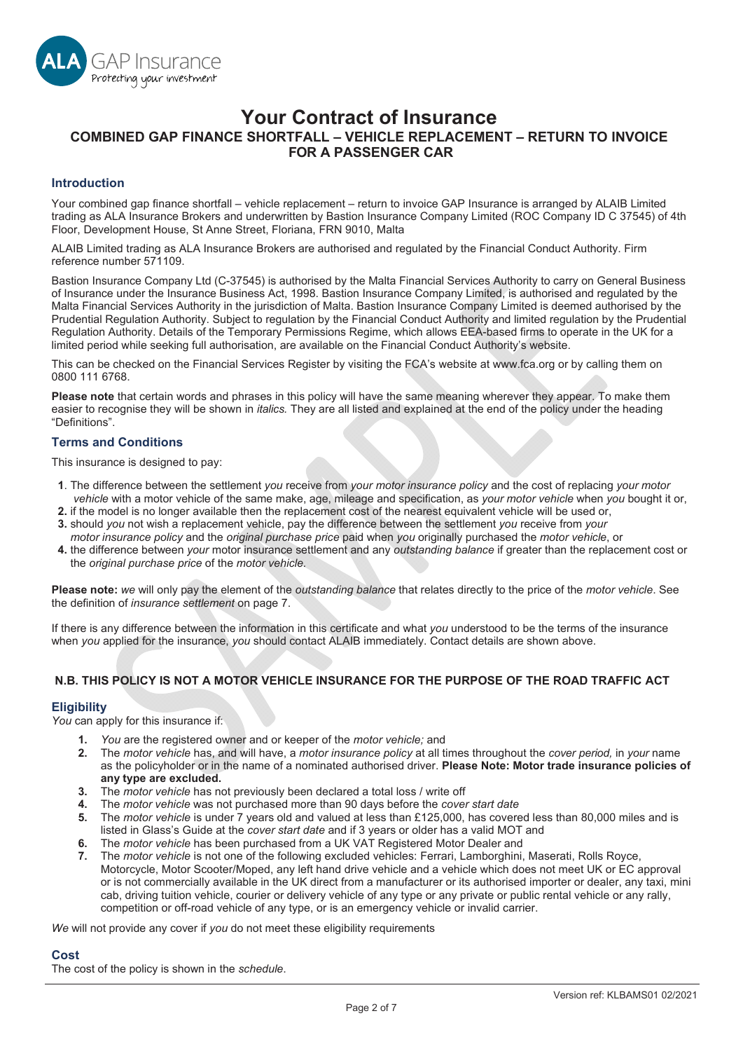# Your Contract of Insurance

## COMBINED GAP FINANCE SHORTFALL – VEHICLE REPLACEMENT – RETURN TO INVOICE FOR A PASSENGER CAR

### Introduction

Your combined gap finance shortfall – vehicle replacement – return to invoice GAP Insurance is arranged by ALAIB Limited trading as ALA Insurance Brokers and underwritten by Bastion Insurance Company Limited (ROC Company ID C 37545) of 4th Floor, Development House, St Anne Street, Floriana, FRN 9010, Malta

ALAIB Limited trading as ALA Insurance Brokers are authorised and regulated by the Financial Conduct Authority. Firm reference number 571109.

Bastion Insurance Company Ltd (C-37545) is authorised by the Malta Financial Services Authority to carry on General Business of Insurance under the Insurance Business Act, 1998. Bastion Insurance Company Limited, is authorised and regulated by the Malta Financial Services Authority in the jurisdiction of Malta. Bastion Insurance Company Limited is deemed authorised by the Prudential Regulation Authority. Subject to regulation by the Financial Conduct Authority and limited regulation by the Prudential Regulation Authority. Details of the Temporary Permissions Regime, which allows EEA-based firms to operate in the UK for a limited period while seeking full authorisation, are available on the Financial Conduct Authority's website.

This can be checked on the Financial Services Register by visiting the FCA's website at www.fca.org or by calling them on 0800 111 6768.

**Please note** that certain words and phrases in this policy will have the same meaning wherever they appear. To make them easier to recognise they will be shown in *italics.* They are all listed and explained at the end of the policy under the heading "Definitions".

### Terms and Conditions

This insurance is designed to pay:

**1**. The difference between the settlement *you* receive from *your motor insurance policy* and the cost of replacing *your motor vehicle* with a motor vehicle of the same make, age, mileage and specification, as *your motor vehicle* when *you* bought it or,
**2.** if the model is no longer available then the replacement cost of the nearest equivalent vehicle will be used or,
**3.** should *you* not wish a replacement vehicle, pay the difference between the settlement *you* receive from *your motor insurance policy* and the *original purchase price* paid when *you* originally purchased the *motor vehicle*, or
**4.** the difference between *your* motor insurance settlement and any *outstanding balance* if greater than the replacement cost or the *original purchase price* of the *motor vehicle.*

**Please note:** *we* will only pay the element of the *outstanding balance* that relates directly to the price of the *motor vehicle*. See the definition of *insurance settlement* on page 7.

If there is any difference between the information in this certificate and what *you* understood to be the terms of the insurance when *you* applied for the insurance, *you* should contact ALAIB immediately. Contact details are shown above.

**N.B. THIS POLICY IS NOT A MOTOR VEHICLE INSURANCE FOR THE PURPOSE OF THE ROAD TRAFFIC ACT**

### Eligibility

*You* can apply for this insurance if:

1. *You* are the registered owner and or keeper of the *motor vehicle;* and
2. The *motor vehicle* has, and will have, a *motor insurance policy* at all times throughout the *cover period,* in *your* name as the policyholder or in the name of a nominated authorised driver. **Please Note: Motor trade insurance policies of any type are excluded.**
3. The *motor vehicle* has not previously been declared a total loss / write off
4. The *motor vehicle* was not purchased more than 90 days before the *cover start date*
5. The *motor vehicle* is under 7 years old and valued at less than £125,000, has covered less than 80,000 miles and is listed in Glass's Guide at the *cover start date* and if 3 years or older has a valid MOT and
6. The *motor vehicle* has been purchased from a UK VAT Registered Motor Dealer and
7. The *motor vehicle* is not one of the following excluded vehicles: Ferrari, Lamborghini, Maserati, Rolls Royce, Motorcycle, Motor Scooter/Moped, any left hand drive vehicle and a vehicle which does not meet UK or EC approval or is not commercially available in the UK direct from a manufacturer or its authorised importer or dealer, any taxi, mini cab, driving tuition vehicle, courier or delivery vehicle of any type or any private or public rental vehicle or any rally, competition or off-road vehicle of any type, or is an emergency vehicle or invalid carrier.

*We* will not provide any cover if *you* do not meet these eligibility requirements

### Cost

The cost of the policy is shown in the *schedule*.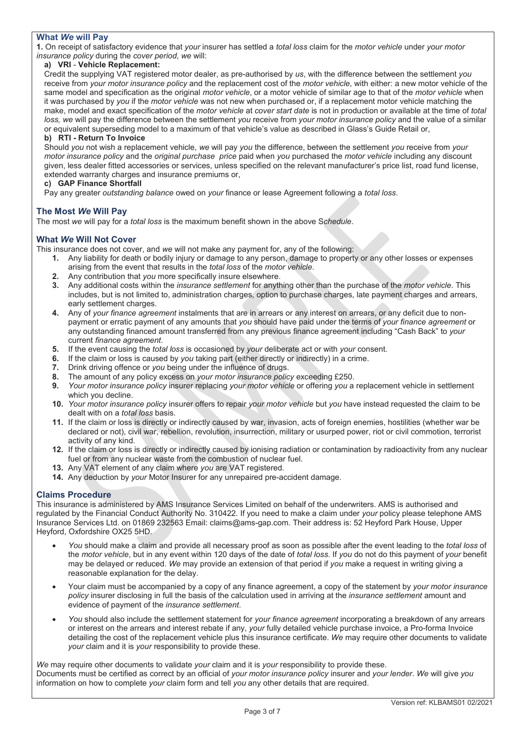## What *We* will Pay

**1.** On receipt of satisfactory evidence that *your* insurer has settled a *total loss* claim for the *motor vehicle* under *your motor insurance policy* during the *cover period*, *we* will:

**a) VRI - Vehicle Replacement:**

Credit the supplying VAT registered motor dealer, as pre-authorised by *us*, with the difference between the settlement *you* receive from *your motor insurance policy* and the replacement cost of the *motor vehicle*, with either: a new motor vehicle of the same model and specification as the original *motor vehicle*, or a motor vehicle of similar age to that of the *motor vehicle* when it was purchased by *you* if the *motor vehicle* was not new when purchased or, if a replacement motor vehicle matching the make, model and exact specification of the *motor vehicle* at *cover start date* is not in production or available at the time of *total loss, we* will pay the difference between the settlement *you* receive from *your motor insurance policy* and the value of a similar or equivalent superseding model to a maximum of that vehicle's value as described in Glass's Guide Retail or,

**b) RTI - Return To Invoice**

Should *you* not wish a replacement vehicle, *we* will pay *you* the difference, between the settlement *you* receive from *your motor insurance policy* and the *original purchase price* paid when *you* purchased the *motor vehicle* including any discount given, less dealer fitted accessories or services, unless specified on the relevant manufacturer's price list, road fund license, extended warranty charges and insurance premiums or,

**c) GAP Finance Shortfall**

Pay any greater *outstanding balance* owed on *your* finance or lease Agreement following a *total loss*.

## The Most *We* Will Pay

The most *we* will pay for a *total loss* is the maximum benefit shown in the above S*chedule*.

## What *We* Will Not Cover

This insurance does not cover, and *we* will not make any payment for, any of the following:

1. Any liability for death or bodily injury or damage to any person, damage to property or any other losses or expenses arising from the event that results in the *total loss* of the *motor vehicle*.
2. Any contribution that *you* more specifically insure elsewhere.
3. Any additional costs within the *insurance settlement* for anything other than the purchase of the *motor vehicle*. This includes, but is not limited to, administration charges, option to purchase charges, late payment charges and arrears, early settlement charges.
4. Any of *your finance agreement* instalments that are in arrears or any interest on arrears, or any deficit due to non-payment or erratic payment of any amounts that *you* should have paid under the terms of *your finance agreement* or any outstanding financed amount transferred from any previous finance agreement including "Cash Back" to *your* current *finance agreement*.
5. If the event causing the *total loss* is occasioned by *your* deliberate act or with *your* consent.
6. If the claim or loss is caused by *you* taking part (either directly or indirectly) in a crime.
7. Drink driving offence or *you* being under the influence of drugs.
8. The amount of any policy excess on *your motor insurance policy* exceeding £250.
9. *Your motor insurance policy* insurer replacing *your motor vehicle* or offering *you* a replacement vehicle in settlement which you decline.
10. *Your motor insurance policy* insurer offers to repair *your motor vehicle* but *you* have instead requested the claim to be dealt with on a *total loss* basis.
11. If the claim or loss is directly or indirectly caused by war, invasion, acts of foreign enemies, hostilities (whether war be declared or not), civil war, rebellion, revolution, insurrection, military or usurped power, riot or civil commotion, terrorist activity of any kind.
12. If the claim or loss is directly or indirectly caused by ionising radiation or contamination by radioactivity from any nuclear fuel or from any nuclear waste from the combustion of nuclear fuel.
13. Any VAT element of any claim where *you* are VAT registered.
14. Any deduction by *your* Motor Insurer for any unrepaired pre-accident damage.

## Claims Procedure

This insurance is administered by AMS Insurance Services Limited on behalf of the underwriters. AMS is authorised and regulated by the Financial Conduct Authority No. 310422. If you need to make a claim under *your* policy please telephone AMS Insurance Services Ltd. on 01869 232563 Email: claims@ams-gap.com. Their address is: 52 Heyford Park House, Upper Heyford, Oxfordshire OX25 5HD.

- *You* should make a claim and provide all necessary proof as soon as possible after the event leading to the *total loss* of the *motor vehicle*, but in any event within 120 days of the date of *total loss*. If *you* do not do this payment of *your* benefit may be delayed or reduced. *We* may provide an extension of that period if *you* make a request in writing giving a reasonable explanation for the delay.
- Your claim must be accompanied by a copy of any finance agreement, a copy of the statement by *your motor insurance policy* insurer disclosing in full the basis of the calculation used in arriving at the *insurance settlement* amount and evidence of payment of the *insurance settlement*.
- *You* should also include the settlement statement for *your finance agreement* incorporating a breakdown of any arrears or interest on the arrears and interest rebate if any, *your* fully detailed vehicle purchase invoice, a Pro-forma Invoice detailing the cost of the replacement vehicle plus this insurance certificate. *We* may require other documents to validate *your* claim and it is *your* responsibility to provide these.

*We* may require other documents to validate *your* claim and it is *your* responsibility to provide these.
Documents must be certified as correct by an official of *your motor insurance policy* insurer and *your lender*. *We* will give *you* information on how to complete *your* claim form and tell *you* any other details that are required.

Version ref: KLBAMS01 02/2021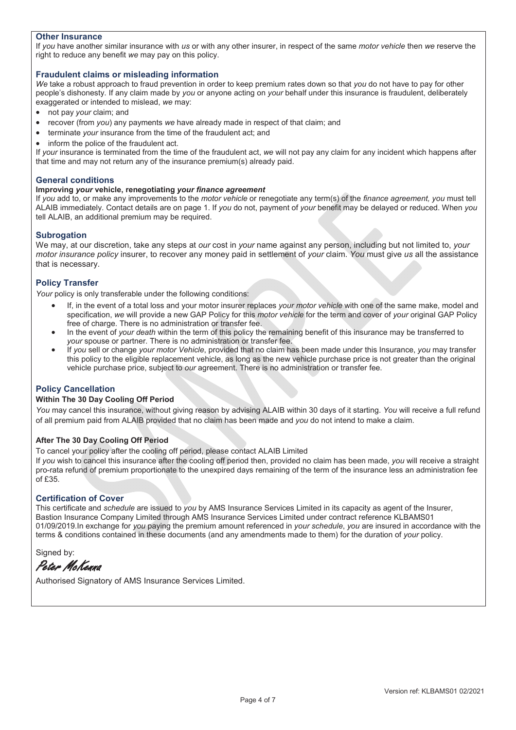## Other Insurance

If *you* have another similar insurance with *us* or with any other insurer, in respect of the same *motor vehicle* then *we* reserve the right to reduce any benefit *we* may pay on this policy.

## Fraudulent claims or misleading information

*We* take a robust approach to fraud prevention in order to keep premium rates down so that *you* do not have to pay for other people's dishonesty. If any claim made by *you* or anyone acting on *your* behalf under this insurance is fraudulent, deliberately exaggerated or intended to mislead, *we* may:

- not pay *your* claim; and
- recover (from *you*) any payments *we* have already made in respect of that claim; and
- terminate *your* insurance from the time of the fraudulent act; and
- inform the police of the fraudulent act.

If *your* insurance is terminated from the time of the fraudulent act, *we* will not pay any claim for any incident which happens after that time and may not return any of the insurance premium(s) already paid.

## General conditions

**Improving *your* vehicle, renegotiating *your finance agreement***

If *you* add to, or make any improvements to the *motor vehicle* or renegotiate any term(s) of the *finance agreement, you* must tell ALAIB immediately. Contact details are on page 1. If *you* do not, payment of *your* benefit may be delayed or reduced. When *you* tell ALAIB, an additional premium may be required.

## Subrogation

We may, at our discretion, take any steps at *our* cost in *your* name against any person, including but not limited to, *your motor insurance policy* insurer, to recover any money paid in settlement of *your* claim. *You* must give *us* all the assistance that is necessary.

## Policy Transfer

*Your* policy is only transferable under the following conditions:

- If, in the event of a total loss and your motor insurer replaces *your motor vehicle* with one of the same make, model and specification, *we* will provide a new GAP Policy for this *motor vehicle* for the term and cover of *your* original GAP Policy free of charge. There is no administration or transfer fee.
- In the event of *your death* within the term of this policy the remaining benefit of this insurance may be transferred to *your* spouse or partner. There is no administration or transfer fee.
- If *you* sell or change *your motor Vehicle*, provided that no claim has been made under this Insurance, *you* may transfer this policy to the eligible replacement vehicle, as long as the new vehicle purchase price is not greater than the original vehicle purchase price, subject to *our* agreement. There is no administration or transfer fee.

## Policy Cancellation

**Within The 30 Day Cooling Off Period**

*You* may cancel this insurance, without giving reason by advising ALAIB within 30 days of it starting. *You* will receive a full refund of all premium paid from ALAIB provided that no claim has been made and *you* do not intend to make a claim.

**After The 30 Day Cooling Off Period**

To cancel your policy after the cooling off period, please contact ALAIB Limited

If *you* wish to cancel this insurance after the cooling off period then, provided no claim has been made, *you* will receive a straight pro-rata refund of premium proportionate to the unexpired days remaining of the term of the insurance less an administration fee of £35.

## Certification of Cover

This certificate and *schedule* are issued to *you* by AMS Insurance Services Limited in its capacity as agent of the Insurer, Bastion Insurance Company Limited through AMS Insurance Services Limited under contract reference KLBAMS01 01/09/2019.In exchange for *you* paying the premium amount referenced in *your schedule*, *you* are insured in accordance with the terms & conditions contained in these documents (and any amendments made to them) for the duration of *your* policy.

Signed by:

*Peter McKenna*

Authorised Signatory of AMS Insurance Services Limited.

Version ref: KLBAMS01 02/2021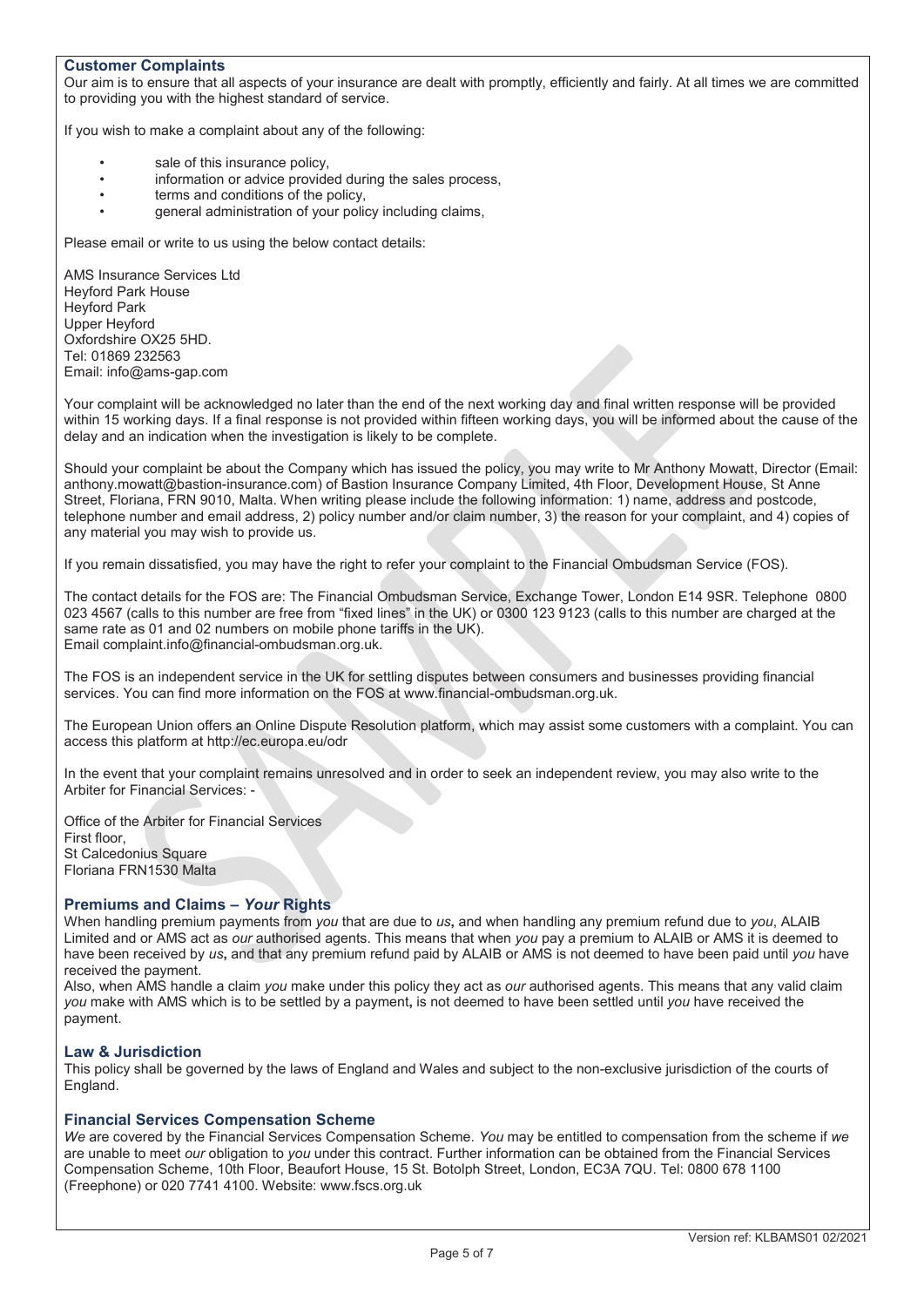### Customer Complaints

Our aim is to ensure that all aspects of your insurance are dealt with promptly, efficiently and fairly. At all times we are committed to providing you with the highest standard of service.

If you wish to make a complaint about any of the following:

- sale of this insurance policy,
- information or advice provided during the sales process,
- terms and conditions of the policy,
- general administration of your policy including claims,

Please email or write to us using the below contact details:

AMS Insurance Services Ltd
Heyford Park House
Heyford Park
Upper Heyford
Oxfordshire OX25 5HD.
Tel: 01869 232563
Email: info@ams-gap.com

Your complaint will be acknowledged no later than the end of the next working day and final written response will be provided within 15 working days. If a final response is not provided within fifteen working days, you will be informed about the cause of the delay and an indication when the investigation is likely to be complete.

Should your complaint be about the Company which has issued the policy, you may write to Mr Anthony Mowatt, Director (Email: anthony.mowatt@bastion-insurance.com) of Bastion Insurance Company Limited, 4th Floor, Development House, St Anne Street, Floriana, FRN 9010, Malta. When writing please include the following information: 1) name, address and postcode, telephone number and email address, 2) policy number and/or claim number, 3) the reason for your complaint, and 4) copies of any material you may wish to provide us.

If you remain dissatisfied, you may have the right to refer your complaint to the Financial Ombudsman Service (FOS).

The contact details for the FOS are: The Financial Ombudsman Service, Exchange Tower, London E14 9SR. Telephone 0800 023 4567 (calls to this number are free from "fixed lines" in the UK) or 0300 123 9123 (calls to this number are charged at the same rate as 01 and 02 numbers on mobile phone tariffs in the UK).
Email complaint.info@financial-ombudsman.org.uk.

The FOS is an independent service in the UK for settling disputes between consumers and businesses providing financial services. You can find more information on the FOS at www.financial-ombudsman.org.uk.

The European Union offers an Online Dispute Resolution platform, which may assist some customers with a complaint. You can access this platform at http://ec.europa.eu/odr

In the event that your complaint remains unresolved and in order to seek an independent review, you may also write to the Arbiter for Financial Services: -

Office of the Arbiter for Financial Services
First floor,
St Calcedonius Square
Floriana FRN1530 Malta

### Premiums and Claims – *Your* Rights

When handling premium payments from *you* that are due to *us*, and when handling any premium refund due to *you*, ALAIB Limited and or AMS act as *our* authorised agents. This means that when *you* pay a premium to ALAIB or AMS it is deemed to have been received by *us*, and that any premium refund paid by ALAIB or AMS is not deemed to have been paid until *you* have received the payment.
Also, when AMS handle a claim *you* make under this policy they act as *our* authorised agents. This means that any valid claim *you* make with AMS which is to be settled by a payment, is not deemed to have been settled until *you* have received the payment.

### Law & Jurisdiction

This policy shall be governed by the laws of England and Wales and subject to the non-exclusive jurisdiction of the courts of England.

### Financial Services Compensation Scheme

*We* are covered by the Financial Services Compensation Scheme. *You* may be entitled to compensation from the scheme if *we* are unable to meet *our* obligation to *you* under this contract. Further information can be obtained from the Financial Services Compensation Scheme, 10th Floor, Beaufort House, 15 St. Botolph Street, London, EC3A 7QU. Tel: 0800 678 1100 (Freephone) or 020 7741 4100. Website: www.fscs.org.uk

Version ref: KLBAMS01 02/2021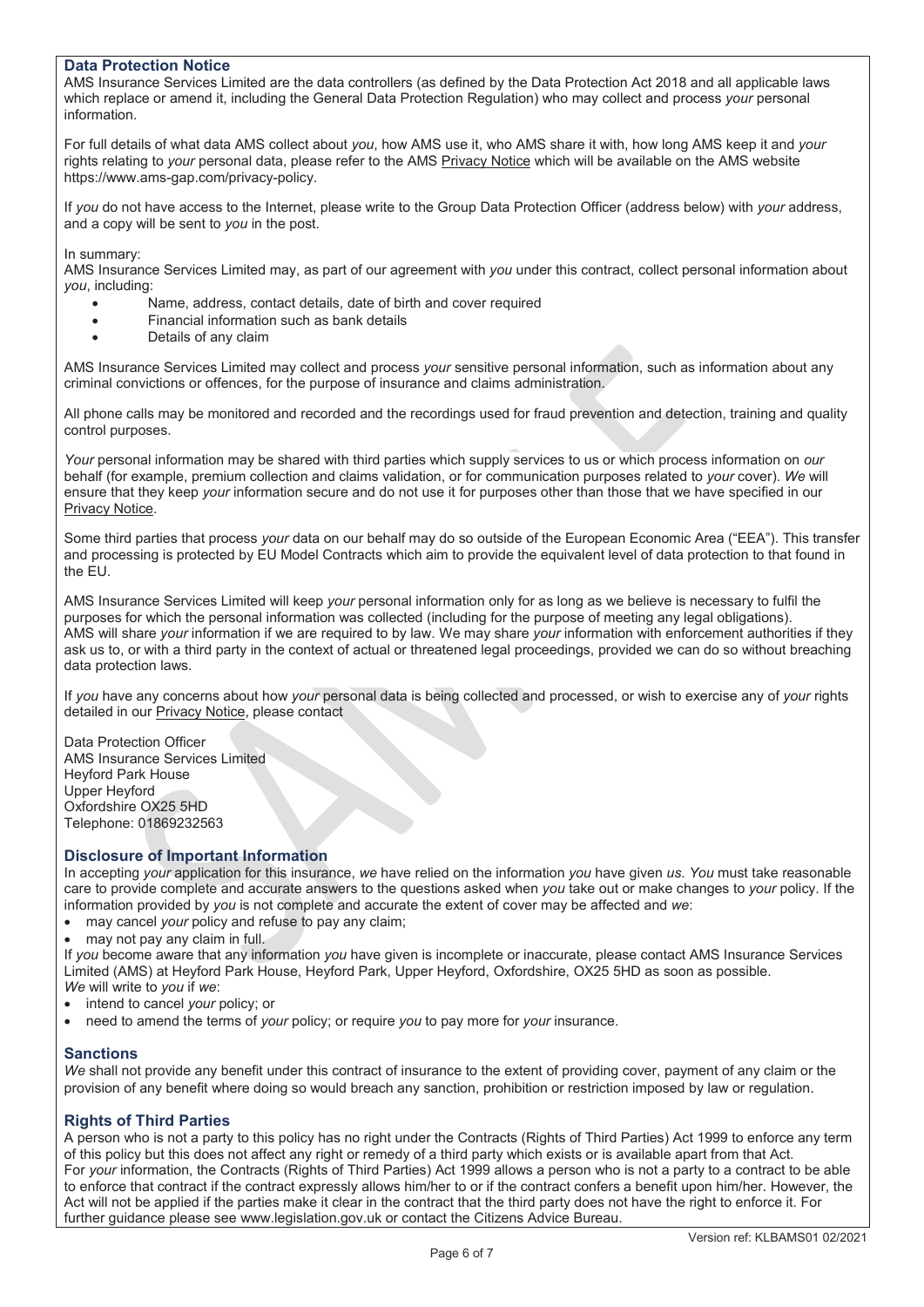## Data Protection Notice

AMS Insurance Services Limited are the data controllers (as defined by the Data Protection Act 2018 and all applicable laws which replace or amend it, including the General Data Protection Regulation) who may collect and process *your* personal information.

For full details of what data AMS collect about *you*, how AMS use it, who AMS share it with, how long AMS keep it and *your* rights relating to *your* personal data, please refer to the AMS Privacy Notice which will be available on the AMS website https://www.ams-gap.com/privacy-policy.

If *you* do not have access to the Internet, please write to the Group Data Protection Officer (address below) with *your* address, and a copy will be sent to *you* in the post.

In summary:
AMS Insurance Services Limited may, as part of our agreement with *you* under this contract, collect personal information about *you*, including:

- Name, address, contact details, date of birth and cover required
- Financial information such as bank details
- Details of any claim

AMS Insurance Services Limited may collect and process *your* sensitive personal information, such as information about any criminal convictions or offences, for the purpose of insurance and claims administration.

All phone calls may be monitored and recorded and the recordings used for fraud prevention and detection, training and quality control purposes.

*Your* personal information may be shared with third parties which supply services to us or which process information on *our* behalf (for example, premium collection and claims validation, or for communication purposes related to *your* cover). *We* will ensure that they keep *your* information secure and do not use it for purposes other than those that we have specified in our Privacy Notice.

Some third parties that process *your* data on our behalf may do so outside of the European Economic Area ("EEA"). This transfer and processing is protected by EU Model Contracts which aim to provide the equivalent level of data protection to that found in the EU.

AMS Insurance Services Limited will keep *your* personal information only for as long as we believe is necessary to fulfil the purposes for which the personal information was collected (including for the purpose of meeting any legal obligations). AMS will share *your* information if we are required to by law. We may share *your* information with enforcement authorities if they ask us to, or with a third party in the context of actual or threatened legal proceedings, provided we can do so without breaching data protection laws.

If *you* have any concerns about how *your* personal data is being collected and processed, or wish to exercise any of *your* rights detailed in our Privacy Notice, please contact

Data Protection Officer
AMS Insurance Services Limited
Heyford Park House
Upper Heyford
Oxfordshire OX25 5HD
Telephone: 01869232563

## Disclosure of Important Information

In accepting *your* application for this insurance, *we* have relied on the information *you* have given *us*. *You* must take reasonable care to provide complete and accurate answers to the questions asked when *you* take out or make changes to *your* policy. If the information provided by *you* is not complete and accurate the extent of cover may be affected and *we*:

- may cancel *your* policy and refuse to pay any claim;
- may not pay any claim in full.

If *you* become aware that any information *you* have given is incomplete or inaccurate, please contact AMS Insurance Services Limited (AMS) at Heyford Park House, Heyford Park, Upper Heyford, Oxfordshire, OX25 5HD as soon as possible.
*We* will write to *you* if *we*:

- intend to cancel *your* policy; or
- need to amend the terms of *your* policy; or require *you* to pay more for *your* insurance.

## Sanctions

*We* shall not provide any benefit under this contract of insurance to the extent of providing cover, payment of any claim or the provision of any benefit where doing so would breach any sanction, prohibition or restriction imposed by law or regulation.

## Rights of Third Parties

A person who is not a party to this policy has no right under the Contracts (Rights of Third Parties) Act 1999 to enforce any term of this policy but this does not affect any right or remedy of a third party which exists or is available apart from that Act.
For *your* information, the Contracts (Rights of Third Parties) Act 1999 allows a person who is not a party to a contract to be able to enforce that contract if the contract expressly allows him/her to or if the contract confers a benefit upon him/her. However, the Act will not be applied if the parties make it clear in the contract that the third party does not have the right to enforce it. For further guidance please see www.legislation.gov.uk or contact the Citizens Advice Bureau.

Version ref: KLBAMS01 02/2021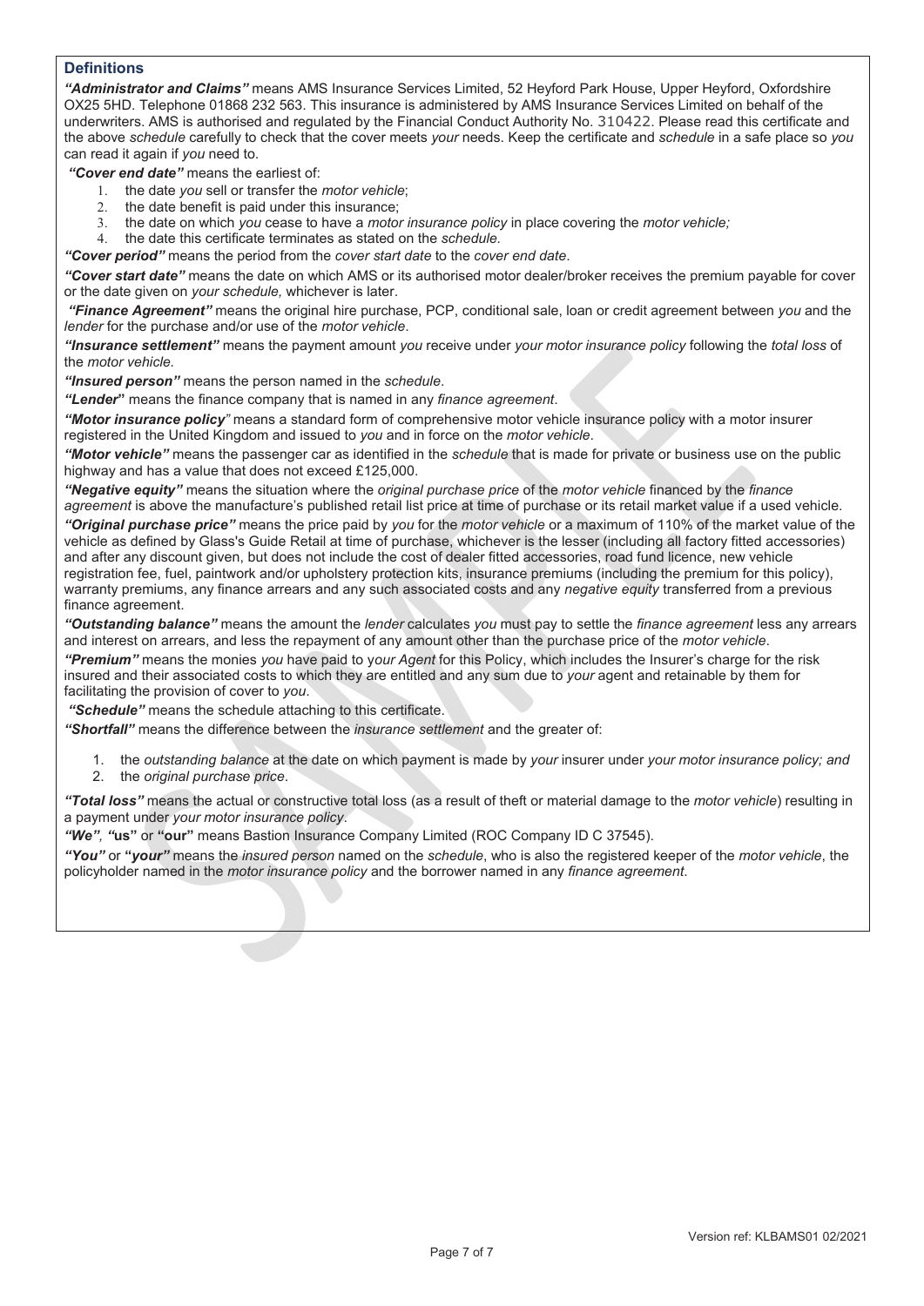## Definitions

***"Administrator and Claims"*** means AMS Insurance Services Limited, 52 Heyford Park House, Upper Heyford, Oxfordshire OX25 5HD. Telephone 01868 232 563. This insurance is administered by AMS Insurance Services Limited on behalf of the underwriters. AMS is authorised and regulated by the Financial Conduct Authority No. 310422. Please read this certificate and the above *schedule* carefully to check that the cover meets *your* needs. Keep the certificate and *schedule* in a safe place so *you* can read it again if *you* need to.

***"Cover end date"*** means the earliest of:

1. the date *you* sell or transfer the *motor vehicle*;
2. the date benefit is paid under this insurance;
3. the date on which *you* cease to have a *motor insurance policy* in place covering the *motor vehicle;*
4. the date this certificate terminates as stated on the *schedule.*

***"Cover period"*** means the period from the *cover start date* to the *cover end date*.

***"Cover start date"*** means the date on which AMS or its authorised motor dealer/broker receives the premium payable for cover or the date given on *your schedule,* whichever is later.

***"Finance Agreement"*** means the original hire purchase, PCP, conditional sale, loan or credit agreement between *you* and the *lender* for the purchase and/or use of the *motor vehicle*.

***"Insurance settlement"*** means the payment amount *you* receive under *your motor insurance policy* following the *total loss* of the *motor vehicle.*

***"Insured person"*** means the person named in the *schedule*.

***"Lender"*** means the finance company that is named in any *finance agreement*.

***"Motor insurance policy"*** means a standard form of comprehensive motor vehicle insurance policy with a motor insurer registered in the United Kingdom and issued to *you* and in force on the *motor vehicle*.

***"Motor vehicle"*** means the passenger car as identified in the *schedule* that is made for private or business use on the public highway and has a value that does not exceed £125,000.

***"Negative equity"*** means the situation where the *original purchase price* of the *motor vehicle* financed by the *finance agreement* is above the manufacture's published retail list price at time of purchase or its retail market value if a used vehicle.

***"Original purchase price"*** means the price paid by *you* for the *motor vehicle* or a maximum of 110% of the market value of the vehicle as defined by Glass's Guide Retail at time of purchase, whichever is the lesser (including all factory fitted accessories) and after any discount given, but does not include the cost of dealer fitted accessories, road fund licence, new vehicle registration fee, fuel, paintwork and/or upholstery protection kits, insurance premiums (including the premium for this policy), warranty premiums, any finance arrears and any such associated costs and any *negative equity* transferred from a previous finance agreement.

***"Outstanding balance"*** means the amount the *lender* calculates *you* must pay to settle the *finance agreement* less any arrears and interest on arrears, and less the repayment of any amount other than the purchase price of the *motor vehicle*.

***"Premium"*** means the monies *you* have paid to *your Agent* for this Policy, which includes the Insurer's charge for the risk insured and their associated costs to which they are entitled and any sum due to *your* agent and retainable by them for facilitating the provision of cover to *you*.

***"Schedule"*** means the schedule attaching to this certificate.

***"Shortfall"*** means the difference between the *insurance settlement* and the greater of:

1. the *outstanding balance* at the date on which payment is made by *your* insurer under *your motor insurance policy; and*
2. the *original purchase price*.

***"Total loss"*** means the actual or constructive total loss (as a result of theft or material damage to the *motor vehicle*) resulting in a payment under *your motor insurance policy*.

***"We", "us"*** or **"our"** means Bastion Insurance Company Limited (ROC Company ID C 37545).

***"You"*** or ***"your"*** means the *insured person* named on the *schedule*, who is also the registered keeper of the *motor vehicle*, the policyholder named in the *motor insurance policy* and the borrower named in any *finance agreement*.

Version ref: KLBAMS01 02/2021